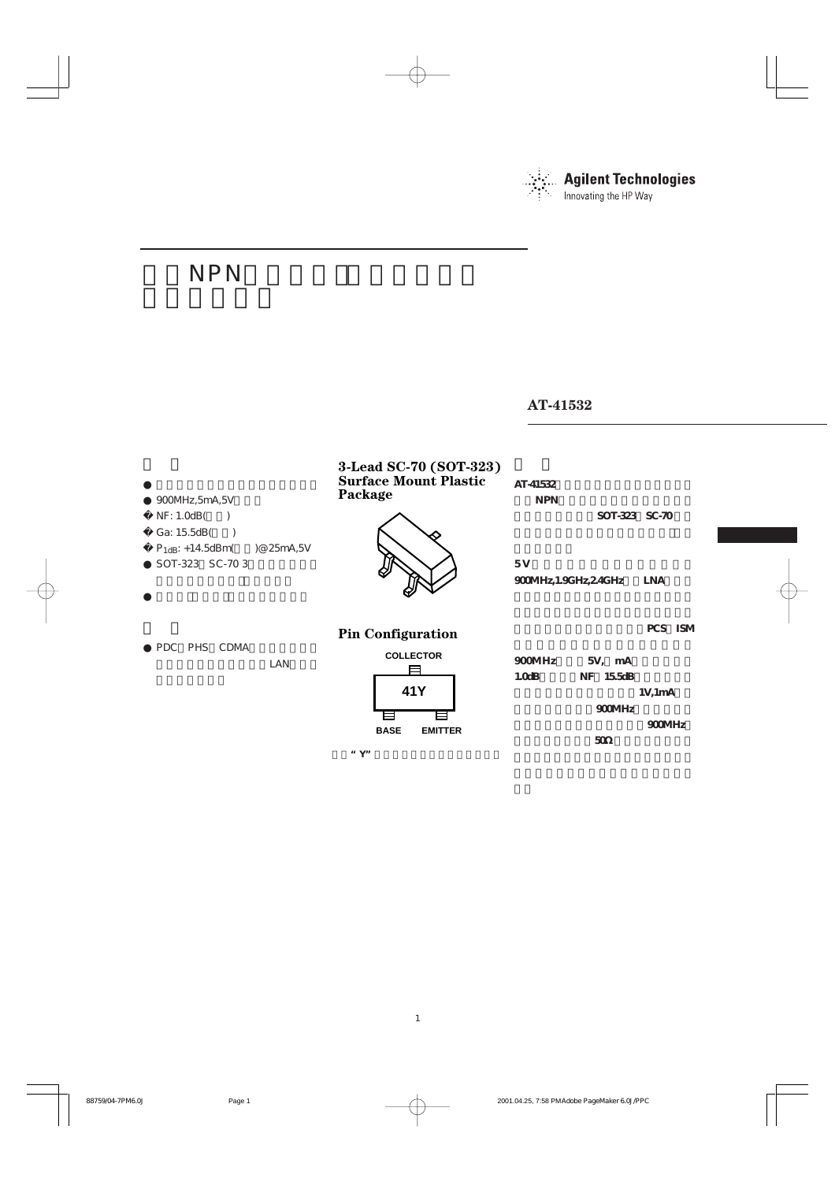**Agilent Technologies**
Innovating the HP Way

# NPN

**AT-41532**

- 900MHz,5mA,5V
- NF: 1.0dB( )
- Ga: 15.5dB( )
- $P_{1dB}$: +14.5dBm( )@25mA,5V
- SOT-323 SC-70 3

- PDC PHS CDMA LAN

### 3-Lead SC-70 (SOT-323) Surface Mount Plastic Package

### Pin Configuration

COLLECTOR

41Y

BASE EMITTER

"Y"

AT-41532 NPN SOT-323 SC-70

5 V 900MHz,1.9GHz,2.4GHz LNA PCS ISM

900MHz 5V, mA 1.0dB NF 15.5dB 1V,1mA 900MHz 900MHz 50Ω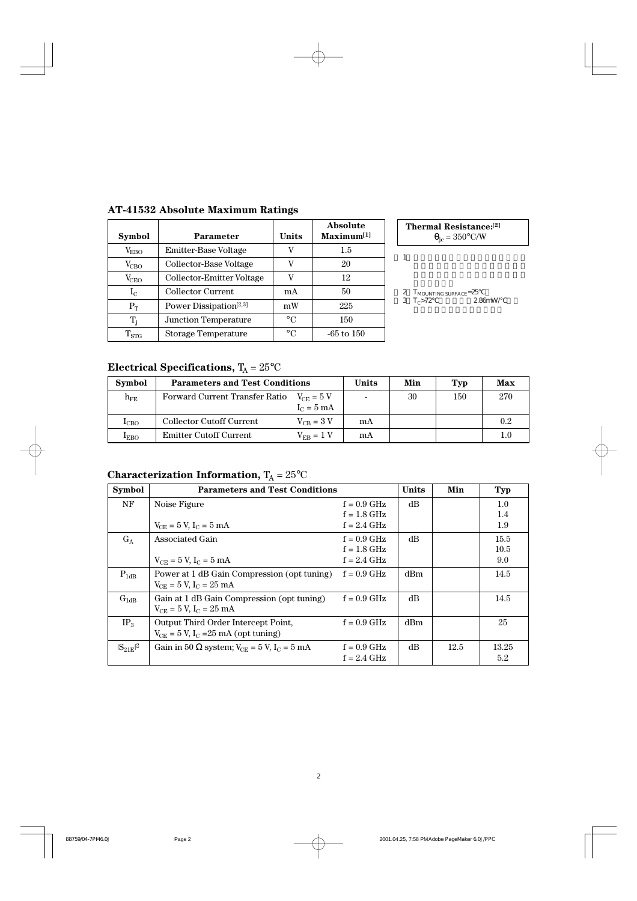## AT-41532 Absolute Maximum Ratings

| Symbol | Parameter | Units | Absolute Maximum[1] |
|---|---|---|---|
| $V_{EBO}$ | Emitter-Base Voltage | V | 1.5 |
| $V_{CBO}$ | Collector-Base Voltage | V | 20 |
| $V_{CEO}$ | Collector-Emitter Voltage | V | 12 |
| $I_C$ | Collector Current | mA | 50 |
| $P_T$ | Power Dissipation[2,3] | mW | 225 |
| $T_j$ | Junction Temperature | °C | 150 |
| $T_{STG}$ | Storage Temperature | °C | -65 to 150 |

**Thermal Resistance:[2]**
$\theta_{jc} = 350°C/W$

1

2 $T_{MOUNTING\ SURFACE} = 25°C$
3 $T_C > 72°C$ 2.86mW/°C

## Electrical Specifications, $T_A = 25°C$

| Symbol | Parameters and Test Conditions | | Units | Min | Typ | Max |
|---|---|---|---|---|---|---|
| $h_{FE}$ | Forward Current Transfer Ratio | $V_{CE} = 5$ V<br>$I_C = 5$ mA | - | 30 | 150 | 270 |
| $I_{CBO}$ | Collector Cutoff Current | $V_{CB} = 3$ V | mA | | | 0.2 |
| $I_{EBO}$ | Emitter Cutoff Current | $V_{EB} = 1$ V | mA | | | 1.0 |

## Characterization Information, $T_A = 25°C$

| Symbol | Parameters and Test Conditions | | Units | Min | Typ |
|---|---|---|---|---|---|
| NF | Noise Figure<br>$V_{CE} = 5$ V, $I_C = 5$ mA | f = 0.9 GHz<br>f = 1.8 GHz<br>f = 2.4 GHz | dB | | 1.0<br>1.4<br>1.9 |
| $G_A$ | Associated Gain<br>$V_{CE} = 5$ V, $I_C = 5$ mA | f = 0.9 GHz<br>f = 1.8 GHz<br>f = 2.4 GHz | dB | | 15.5<br>10.5<br>9.0 |
| $P_{1dB}$ | Power at 1 dB Gain Compression (opt tuning)<br>$V_{CE} = 5$ V, $I_C = 25$ mA | f = 0.9 GHz | dBm | | 14.5 |
| $G_{1dB}$ | Gain at 1 dB Gain Compression (opt tuning)<br>$V_{CE} = 5$ V, $I_C = 25$ mA | f = 0.9 GHz | dB | | 14.5 |
| $IP_3$ | Output Third Order Intercept Point,<br>$V_{CE} = 5$ V, $I_C = 25$ mA (opt tuning) | f = 0.9 GHz | dBm | | 25 |
| $\|S_{21E}\|^2$ | Gain in 50 Ω system; $V_{CE} = 5$ V, $I_C = 5$ mA | f = 0.9 GHz<br>f = 2.4 GHz | dB | 12.5 | 13.25<br>5.2 |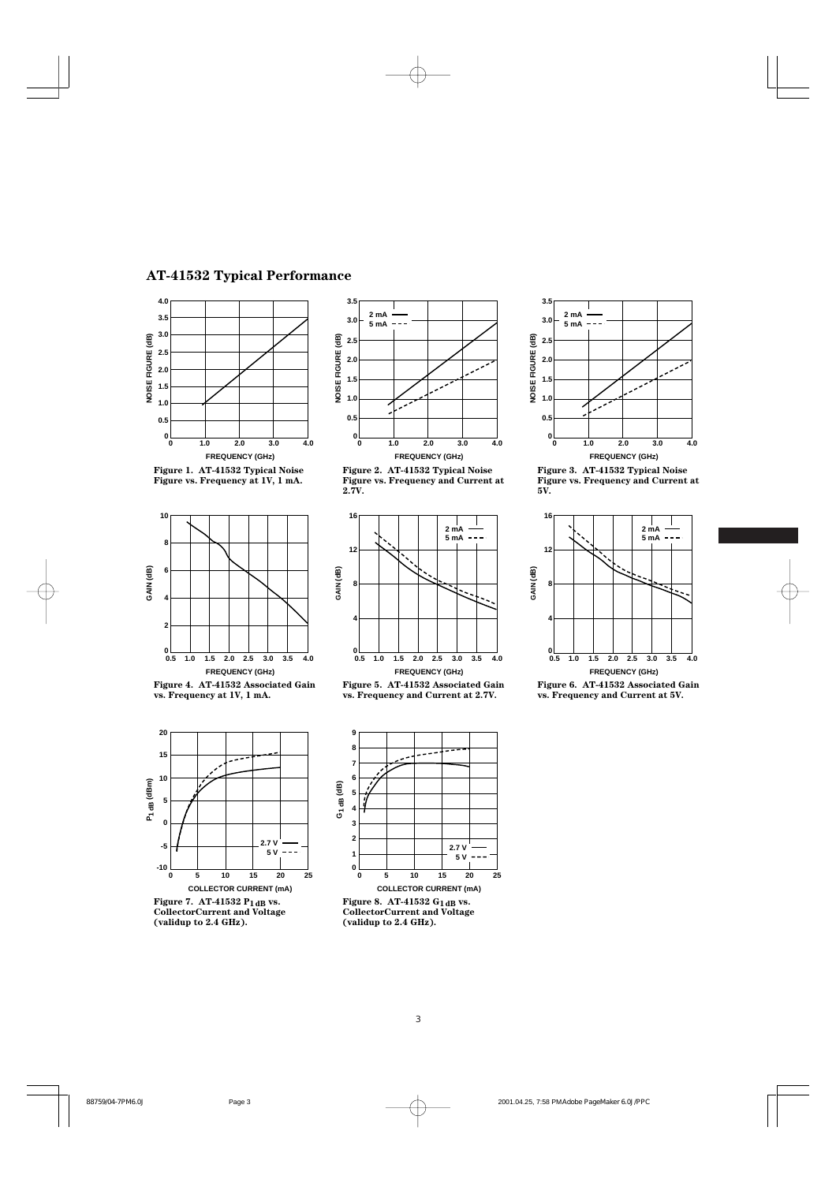## AT-41532 Typical Performance

Figure 1. AT-41532 Typical Noise Figure vs. Frequency at 1V, 1 mA.

Figure 2. AT-41532 Typical Noise Figure vs. Frequency and Current at 2.7V.

Figure 3. AT-41532 Typical Noise Figure vs. Frequency and Current at 5V.

Figure 4. AT-41532 Associated Gain vs. Frequency at 1V, 1 mA.

Figure 5. AT-41532 Associated Gain vs. Frequency and Current at 2.7V.

Figure 6. AT-41532 Associated Gain vs. Frequency and Current at 5V.

Figure 7. AT-41532 $P_{1\,dB}$ vs. CollectorCurrent and Voltage (validup to 2.4 GHz).

Figure 8. AT-41532 $G_{1\,dB}$ vs. CollectorCurrent and Voltage (validup to 2.4 GHz).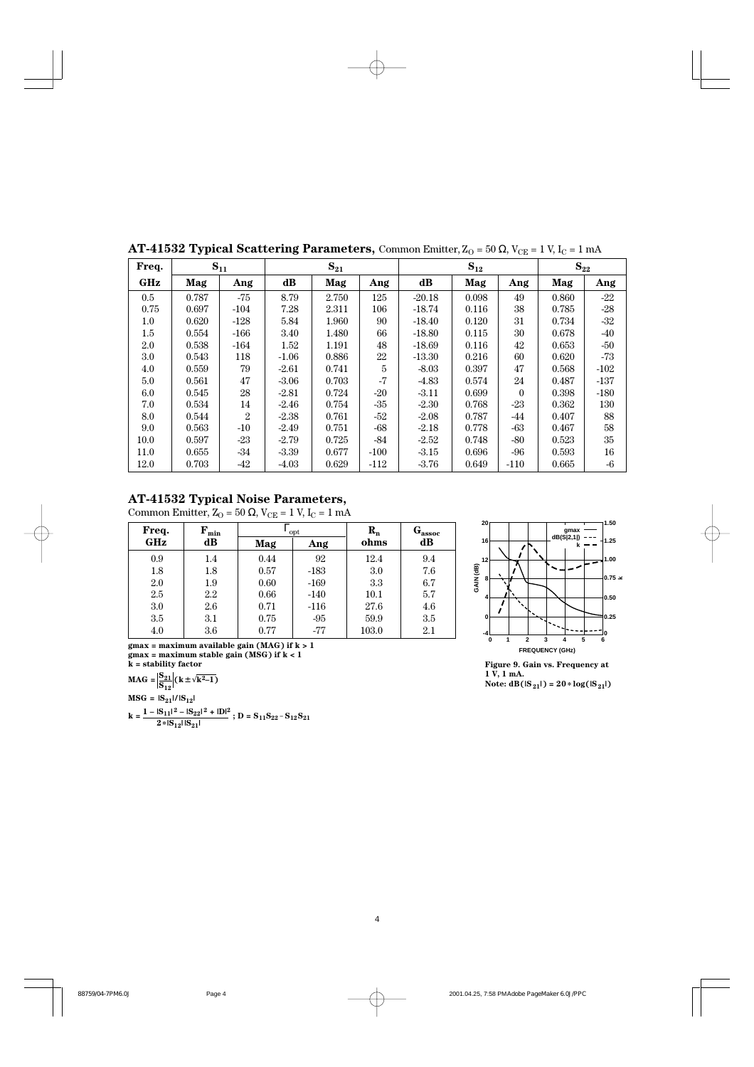## AT-41532 Typical Scattering Parameters, Common Emitter, $Z_O = 50\ \Omega$, $V_{CE} = 1$ V, $I_C = 1$ mA

| Freq. | $S_{11}$ | | $S_{21}$ | | | $S_{12}$ | | | $S_{22}$ | |
|---|---|---|---|---|---|---|---|---|---|---|
| GHz | Mag | Ang | dB | Mag | Ang | dB | Mag | Ang | Mag | Ang |
| 0.5 | 0.787 | -75 | 8.79 | 2.750 | 125 | -20.18 | 0.098 | 49 | 0.860 | -22 |
| 0.75 | 0.697 | -104 | 7.28 | 2.311 | 106 | -18.74 | 0.116 | 38 | 0.785 | -28 |
| 1.0 | 0.620 | -128 | 5.84 | 1.960 | 90 | -18.40 | 0.120 | 31 | 0.734 | -32 |
| 1.5 | 0.554 | -166 | 3.40 | 1.480 | 66 | -18.80 | 0.115 | 30 | 0.678 | -40 |
| 2.0 | 0.538 | -164 | 1.52 | 1.191 | 48 | -18.69 | 0.116 | 42 | 0.653 | -50 |
| 3.0 | 0.543 | 118 | -1.06 | 0.886 | 22 | -13.30 | 0.216 | 60 | 0.620 | -73 |
| 4.0 | 0.559 | 79 | -2.61 | 0.741 | 5 | -8.03 | 0.397 | 47 | 0.568 | -102 |
| 5.0 | 0.561 | 47 | -3.06 | 0.703 | -7 | -4.83 | 0.574 | 24 | 0.487 | -137 |
| 6.0 | 0.545 | 28 | -2.81 | 0.724 | -20 | -3.11 | 0.699 | 0 | 0.398 | -180 |
| 7.0 | 0.534 | 14 | -2.46 | 0.754 | -35 | -2.30 | 0.768 | -23 | 0.362 | 130 |
| 8.0 | 0.544 | 2 | -2.38 | 0.761 | -52 | -2.08 | 0.787 | -44 | 0.407 | 88 |
| 9.0 | 0.563 | -10 | -2.49 | 0.751 | -68 | -2.18 | 0.778 | -63 | 0.467 | 58 |
| 10.0 | 0.597 | -23 | -2.79 | 0.725 | -84 | -2.52 | 0.748 | -80 | 0.523 | 35 |
| 11.0 | 0.655 | -34 | -3.39 | 0.677 | -100 | -3.15 | 0.696 | -96 | 0.593 | 16 |
| 12.0 | 0.703 | -42 | -4.03 | 0.629 | -112 | -3.76 | 0.649 | -110 | 0.665 | -6 |

## AT-41532 Typical Noise Parameters,

Common Emitter, $Z_O = 50\ \Omega$, $V_{CE} = 1$ V, $I_C = 1$ mA

| Freq. GHz | $F_{min}$ dB | $\Gamma_{opt}$ | | $R_n$ ohms | $G_{assoc}$ dB |
|---|---|---|---|---|---|
| | | Mag | Ang | | |
| 0.9 | 1.4 | 0.44 | 92 | 12.4 | 9.4 |
| 1.8 | 1.8 | 0.57 | -183 | 3.0 | 7.6 |
| 2.0 | 1.9 | 0.60 | -169 | 3.3 | 6.7 |
| 2.5 | 2.2 | 0.66 | -140 | 10.1 | 5.7 |
| 3.0 | 2.6 | 0.71 | -116 | 27.6 | 4.6 |
| 3.5 | 3.1 | 0.75 | -95 | 59.9 | 3.5 |
| 4.0 | 3.6 | 0.77 | -77 | 103.0 | 2.1 |

**gmax = maximum available gain (MAG) if k > 1**
**gmax = maximum stable gain (MSG) if k < 1**
**k = stability factor**

$$MAG = \left|\frac{S_{21}}{S_{12}}\right|\left(k \pm \sqrt{k^2-1}\right)$$

$$MSG = |S_{21}| / |S_{12}|$$

$$k = \frac{1 - |S_{11}|^2 - |S_{22}|^2 + |D|^2}{2 * |S_{12}||S_{21}|} \ ; \ D = S_{11}S_{22} - S_{12}S_{21}$$

**Figure 9. Gain vs. Frequency at 1 V, 1 mA.**
**Note: $dB(|S_{21}|) = 20 * \log(|S_{21}|)$**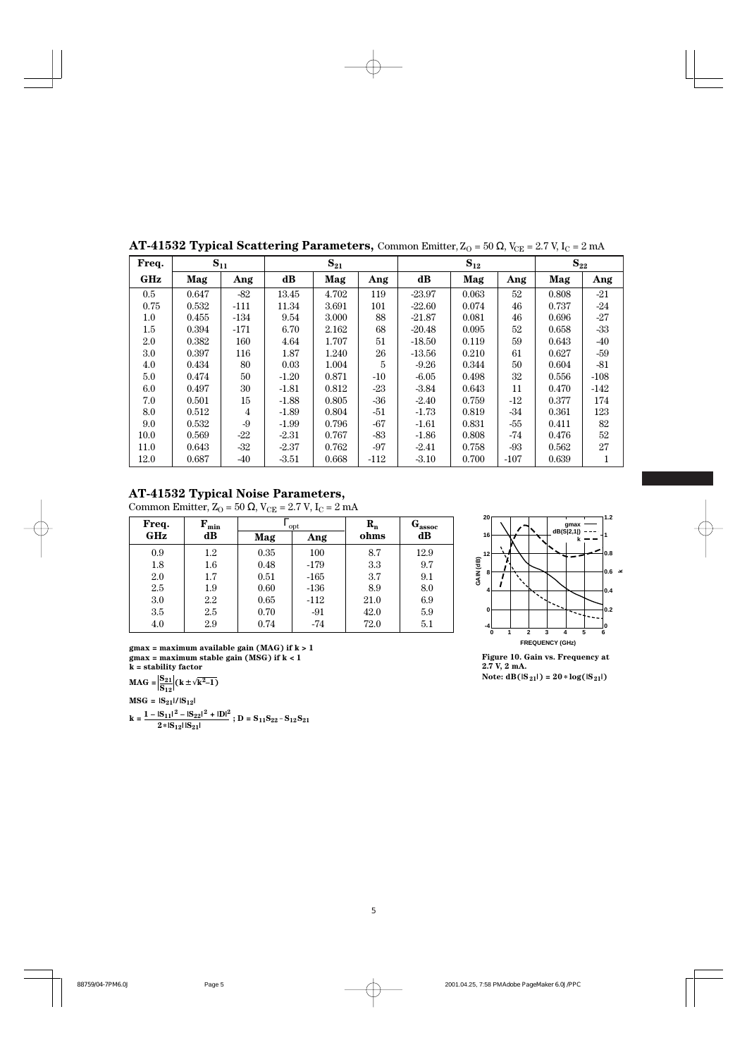## AT-41532 Typical Scattering Parameters, Common Emitter, $Z_O = 50\ \Omega$, $V_{CE} = 2.7$ V, $I_C = 2$ mA

| Freq. | $S_{11}$ | | $S_{21}$ | | | $S_{12}$ | | | $S_{22}$ | |
|---|---|---|---|---|---|---|---|---|---|---|
| GHz | Mag | Ang | dB | Mag | Ang | dB | Mag | Ang | Mag | Ang |
| 0.5 | 0.647 | -82 | 13.45 | 4.702 | 119 | -23.97 | 0.063 | 52 | 0.808 | -21 |
| 0.75 | 0.532 | -111 | 11.34 | 3.691 | 101 | -22.60 | 0.074 | 46 | 0.737 | -24 |
| 1.0 | 0.455 | -134 | 9.54 | 3.000 | 88 | -21.87 | 0.081 | 46 | 0.696 | -27 |
| 1.5 | 0.394 | -171 | 6.70 | 2.162 | 68 | -20.48 | 0.095 | 52 | 0.658 | -33 |
| 2.0 | 0.382 | 160 | 4.64 | 1.707 | 51 | -18.50 | 0.119 | 59 | 0.643 | -40 |
| 3.0 | 0.397 | 116 | 1.87 | 1.240 | 26 | -13.56 | 0.210 | 61 | 0.627 | -59 |
| 4.0 | 0.434 | 80 | 0.03 | 1.004 | 5 | -9.26 | 0.344 | 50 | 0.604 | -81 |
| 5.0 | 0.474 | 50 | -1.20 | 0.871 | -10 | -6.05 | 0.498 | 32 | 0.556 | -108 |
| 6.0 | 0.497 | 30 | -1.81 | 0.812 | -23 | -3.84 | 0.643 | 11 | 0.470 | -142 |
| 7.0 | 0.501 | 15 | -1.88 | 0.805 | -36 | -2.40 | 0.759 | -12 | 0.377 | 174 |
| 8.0 | 0.512 | 4 | -1.89 | 0.804 | -51 | -1.73 | 0.819 | -34 | 0.361 | 123 |
| 9.0 | 0.532 | -9 | -1.99 | 0.796 | -67 | -1.61 | 0.831 | -55 | 0.411 | 82 |
| 10.0 | 0.569 | -22 | -2.31 | 0.767 | -83 | -1.86 | 0.808 | -74 | 0.476 | 52 |
| 11.0 | 0.643 | -32 | -2.37 | 0.762 | -97 | -2.41 | 0.758 | -93 | 0.562 | 27 |
| 12.0 | 0.687 | -40 | -3.51 | 0.668 | -112 | -3.10 | 0.700 | -107 | 0.639 | 1 |

## AT-41532 Typical Noise Parameters,

Common Emitter, $Z_O = 50\ \Omega$, $V_{CE} = 2.7$ V, $I_C = 2$ mA

| Freq. GHz | $F_{min}$ dB | $\Gamma_{opt}$ | | $R_n$ ohms | $G_{assoc}$ dB |
|---|---|---|---|---|---|
| | | Mag | Ang | | |
| 0.9 | 1.2 | 0.35 | 100 | 8.7 | 12.9 |
| 1.8 | 1.6 | 0.48 | -179 | 3.3 | 9.7 |
| 2.0 | 1.7 | 0.51 | -165 | 3.7 | 9.1 |
| 2.5 | 1.9 | 0.60 | -136 | 8.9 | 8.0 |
| 3.0 | 2.2 | 0.65 | -112 | 21.0 | 6.9 |
| 3.5 | 2.5 | 0.70 | -91 | 42.0 | 5.9 |
| 4.0 | 2.9 | 0.74 | -74 | 72.0 | 5.1 |

**gmax = maximum available gain (MAG) if k > 1**
**gmax = maximum stable gain (MSG) if k < 1**
**k = stability factor**

$$MAG = \left|\frac{S_{21}}{S_{12}}\right|\left(k \pm \sqrt{k^2 - 1}\right)$$

$$MSG = |S_{21}| / |S_{12}|$$

$$k = \frac{1 - |S_{11}|^2 - |S_{22}|^2 + |D|^2}{2 * |S_{12}||S_{21}|} \; ; \; D = S_{11}S_{22} - S_{12}S_{21}$$

**Figure 10. Gain vs. Frequency at 2.7 V, 2 mA.**
**Note: $dB(|S_{21}|) = 20 * \log(|S_{21}|)$**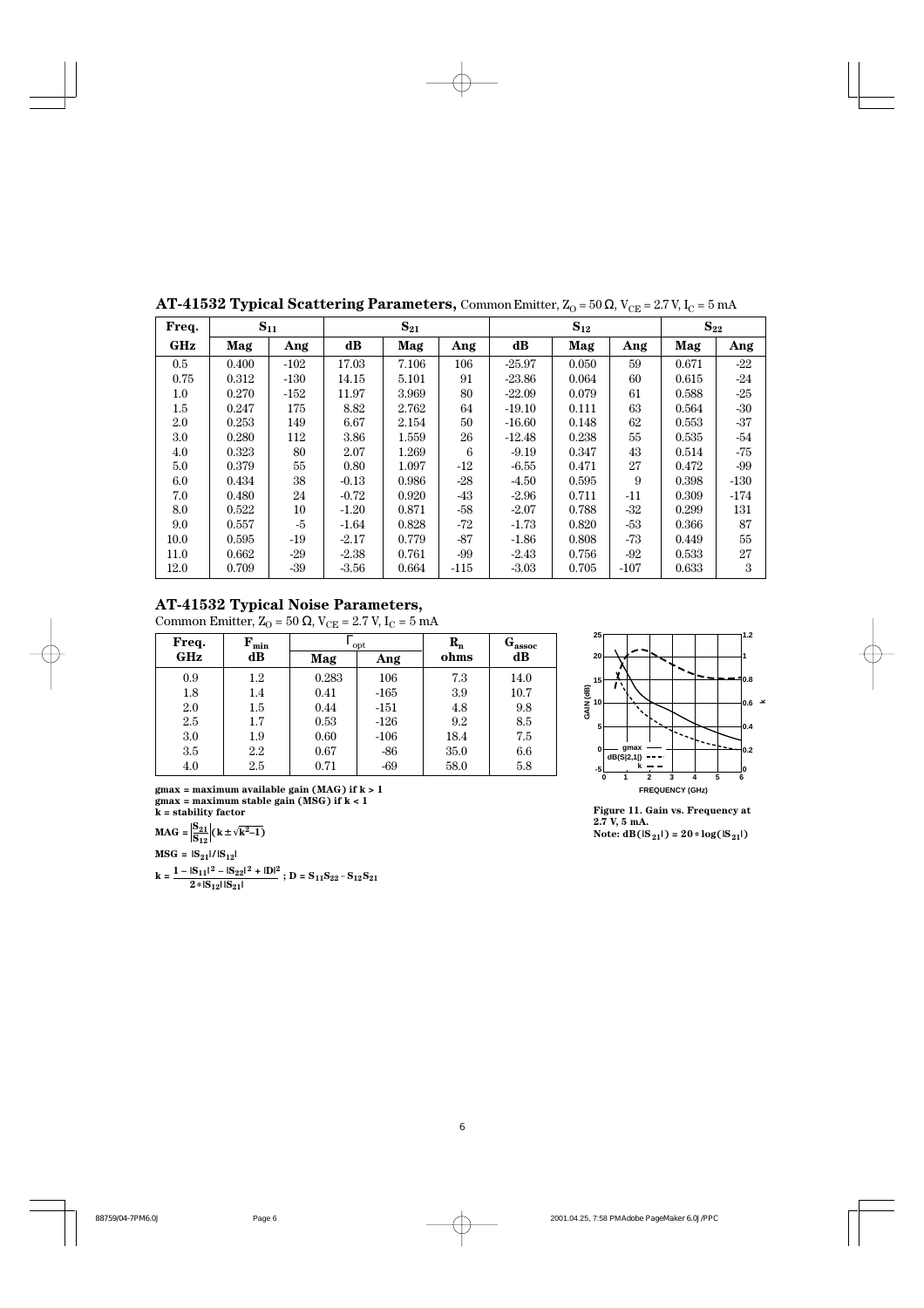## AT-41532 Typical Scattering Parameters, Common Emitter, $Z_O = 50\ \Omega$, $V_{CE} = 2.7$ V, $I_C = 5$ mA

| Freq. | $S_{11}$ | | $S_{21}$ | | | $S_{12}$ | | | $S_{22}$ | |
|---|---|---|---|---|---|---|---|---|---|---|
| GHz | Mag | Ang | dB | Mag | Ang | dB | Mag | Ang | Mag | Ang |
| 0.5 | 0.400 | -102 | 17.03 | 7.106 | 106 | -25.97 | 0.050 | 59 | 0.671 | -22 |
| 0.75 | 0.312 | -130 | 14.15 | 5.101 | 91 | -23.86 | 0.064 | 60 | 0.615 | -24 |
| 1.0 | 0.270 | -152 | 11.97 | 3.969 | 80 | -22.09 | 0.079 | 61 | 0.588 | -25 |
| 1.5 | 0.247 | 175 | 8.82 | 2.762 | 64 | -19.10 | 0.111 | 63 | 0.564 | -30 |
| 2.0 | 0.253 | 149 | 6.67 | 2.154 | 50 | -16.60 | 0.148 | 62 | 0.553 | -37 |
| 3.0 | 0.280 | 112 | 3.86 | 1.559 | 26 | -12.48 | 0.238 | 55 | 0.535 | -54 |
| 4.0 | 0.323 | 80 | 2.07 | 1.269 | 6 | -9.19 | 0.347 | 43 | 0.514 | -75 |
| 5.0 | 0.379 | 55 | 0.80 | 1.097 | -12 | -6.55 | 0.471 | 27 | 0.472 | -99 |
| 6.0 | 0.434 | 38 | -0.13 | 0.986 | -28 | -4.50 | 0.595 | 9 | 0.398 | -130 |
| 7.0 | 0.480 | 24 | -0.72 | 0.920 | -43 | -2.96 | 0.711 | -11 | 0.309 | -174 |
| 8.0 | 0.522 | 10 | -1.20 | 0.871 | -58 | -2.07 | 0.788 | -32 | 0.299 | 131 |
| 9.0 | 0.557 | -5 | -1.64 | 0.828 | -72 | -1.73 | 0.820 | -53 | 0.366 | 87 |
| 10.0 | 0.595 | -19 | -2.17 | 0.779 | -87 | -1.86 | 0.808 | -73 | 0.449 | 55 |
| 11.0 | 0.662 | -29 | -2.38 | 0.761 | -99 | -2.43 | 0.756 | -92 | 0.533 | 27 |
| 12.0 | 0.709 | -39 | -3.56 | 0.664 | -115 | -3.03 | 0.705 | -107 | 0.633 | 3 |

## AT-41532 Typical Noise Parameters,

Common Emitter, $Z_O = 50\ \Omega$, $V_{CE} = 2.7$ V, $I_C = 5$ mA

| Freq. | $F_{min}$ | $\Gamma_{opt}$ | | $R_n$ | $G_{assoc}$ |
|---|---|---|---|---|---|
| GHz | dB | Mag | Ang | ohms | dB |
| 0.9 | 1.2 | 0.283 | 106 | 7.3 | 14.0 |
| 1.8 | 1.4 | 0.41 | -165 | 3.9 | 10.7 |
| 2.0 | 1.5 | 0.44 | -151 | 4.8 | 9.8 |
| 2.5 | 1.7 | 0.53 | -126 | 9.2 | 8.5 |
| 3.0 | 1.9 | 0.60 | -106 | 18.4 | 7.5 |
| 3.5 | 2.2 | 0.67 | -86 | 35.0 | 6.6 |
| 4.0 | 2.5 | 0.71 | -69 | 58.0 | 5.8 |

**gmax = maximum available gain (MAG) if k > 1**
**gmax = maximum stable gain (MSG) if k < 1**
**k = stability factor**

$$\text{MAG} = \left|\frac{S_{21}}{S_{12}}\right|\left(k \pm \sqrt{k^2-1}\right)$$

$$\text{MSG} = |S_{21}| / |S_{12}|$$

$$k = \frac{1 - |S_{11}|^2 - |S_{22}|^2 + |D|^2}{2 * |S_{12}||S_{21}|}\ ;\ D = S_{11}S_{22} - S_{12}S_{21}$$

**Figure 11. Gain vs. Frequency at 2.7 V, 5 mA.**
**Note: $dB(|S_{21}|) = 20 * \log(|S_{21}|)$**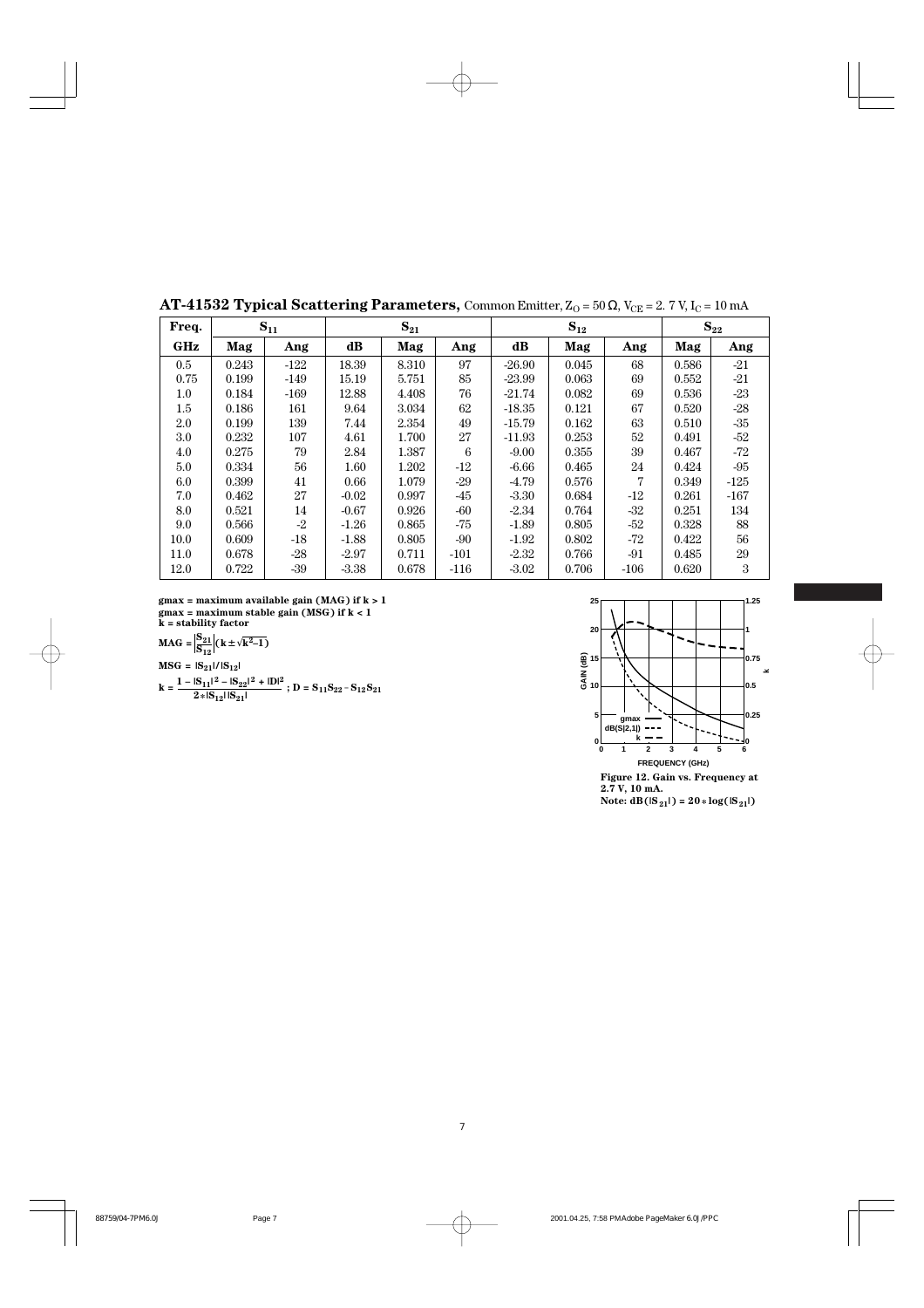## AT-41532 Typical Scattering Parameters, Common Emitter, $Z_O = 50\ \Omega$, $V_{CE} = 2.7$ V, $I_C = 10$ mA

| Freq. | $S_{11}$ | | $S_{21}$ | | | $S_{12}$ | | | $S_{22}$ | |
|---|---|---|---|---|---|---|---|---|---|---|
| GHz | Mag | Ang | dB | Mag | Ang | dB | Mag | Ang | Mag | Ang |
| 0.5 | 0.243 | -122 | 18.39 | 8.310 | 97 | -26.90 | 0.045 | 68 | 0.586 | -21 |
| 0.75 | 0.199 | -149 | 15.19 | 5.751 | 85 | -23.99 | 0.063 | 69 | 0.552 | -21 |
| 1.0 | 0.184 | -169 | 12.88 | 4.408 | 76 | -21.74 | 0.082 | 69 | 0.536 | -23 |
| 1.5 | 0.186 | 161 | 9.64 | 3.034 | 62 | -18.35 | 0.121 | 67 | 0.520 | -28 |
| 2.0 | 0.199 | 139 | 7.44 | 2.354 | 49 | -15.79 | 0.162 | 63 | 0.510 | -35 |
| 3.0 | 0.232 | 107 | 4.61 | 1.700 | 27 | -11.93 | 0.253 | 52 | 0.491 | -52 |
| 4.0 | 0.275 | 79 | 2.84 | 1.387 | 6 | -9.00 | 0.355 | 39 | 0.467 | -72 |
| 5.0 | 0.334 | 56 | 1.60 | 1.202 | -12 | -6.66 | 0.465 | 24 | 0.424 | -95 |
| 6.0 | 0.399 | 41 | 0.66 | 1.079 | -29 | -4.79 | 0.576 | 7 | 0.349 | -125 |
| 7.0 | 0.462 | 27 | -0.02 | 0.997 | -45 | -3.30 | 0.684 | -12 | 0.261 | -167 |
| 8.0 | 0.521 | 14 | -0.67 | 0.926 | -60 | -2.34 | 0.764 | -32 | 0.251 | 134 |
| 9.0 | 0.566 | -2 | -1.26 | 0.865 | -75 | -1.89 | 0.805 | -52 | 0.328 | 88 |
| 10.0 | 0.609 | -18 | -1.88 | 0.805 | -90 | -1.92 | 0.802 | -72 | 0.422 | 56 |
| 11.0 | 0.678 | -28 | -2.97 | 0.711 | -101 | -2.32 | 0.766 | -91 | 0.485 | 29 |
| 12.0 | 0.722 | -39 | -3.38 | 0.678 | -116 | -3.02 | 0.706 | -106 | 0.620 | 3 |

**gmax = maximum available gain (MAG) if k > 1**
**gmax = maximum stable gain (MSG) if k < 1**
**k = stability factor**

$$\text{MAG} = \left|\frac{S_{21}}{S_{12}}\right|\left(k \pm \sqrt{k^2 - 1}\right)$$

$$\text{MSG} = |S_{21}| / |S_{12}|$$

$$k = \frac{1 - |S_{11}|^2 - |S_{22}|^2 + |D|^2}{2 * |S_{12}||S_{21}|} \; ; \; D = S_{11}S_{22} - S_{12}S_{21}$$

**Figure 12. Gain vs. Frequency at 2.7 V, 10 mA.**
**Note: $dB(|S_{21}|) = 20 * \log(|S_{21}|)$**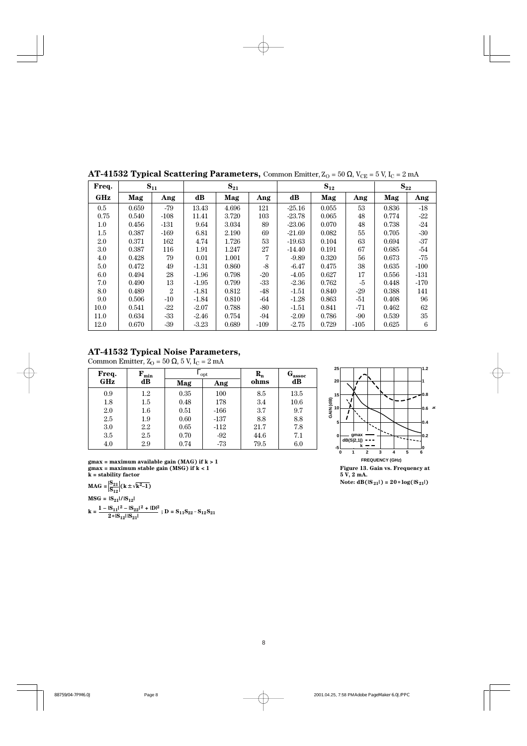## AT-41532 Typical Scattering Parameters, Common Emitter, $Z_O = 50\ \Omega$, $V_{CE} = 5$ V, $I_C = 2$ mA

| Freq. | $S_{11}$ | | $S_{21}$ | | | $S_{12}$ | | | $S_{22}$ | |
|---|---|---|---|---|---|---|---|---|---|---|
| GHz | Mag | Ang | dB | Mag | Ang | dB | Mag | Ang | Mag | Ang |
| 0.5 | 0.659 | -79 | 13.43 | 4.696 | 121 | -25.16 | 0.055 | 53 | 0.836 | -18 |
| 0.75 | 0.540 | -108 | 11.41 | 3.720 | 103 | -23.78 | 0.065 | 48 | 0.774 | -22 |
| 1.0 | 0.456 | -131 | 9.64 | 3.034 | 89 | -23.06 | 0.070 | 48 | 0.738 | -24 |
| 1.5 | 0.387 | -169 | 6.81 | 2.190 | 69 | -21.69 | 0.082 | 55 | 0.705 | -30 |
| 2.0 | 0.371 | 162 | 4.74 | 1.726 | 53 | -19.63 | 0.104 | 63 | 0.694 | -37 |
| 3.0 | 0.387 | 116 | 1.91 | 1.247 | 27 | -14.40 | 0.191 | 67 | 0.685 | -54 |
| 4.0 | 0.428 | 79 | 0.01 | 1.001 | 7 | -9.89 | 0.320 | 56 | 0.673 | -75 |
| 5.0 | 0.472 | 49 | -1.31 | 0.860 | -8 | -6.47 | 0.475 | 38 | 0.635 | -100 |
| 6.0 | 0.494 | 28 | -1.96 | 0.798 | -20 | -4.05 | 0.627 | 17 | 0.556 | -131 |
| 7.0 | 0.490 | 13 | -1.95 | 0.799 | -33 | -2.36 | 0.762 | -5 | 0.448 | -170 |
| 8.0 | 0.489 | 2 | -1.81 | 0.812 | -48 | -1.51 | 0.840 | -29 | 0.388 | 141 |
| 9.0 | 0.506 | -10 | -1.84 | 0.810 | -64 | -1.28 | 0.863 | -51 | 0.408 | 96 |
| 10.0 | 0.541 | -22 | -2.07 | 0.788 | -80 | -1.51 | 0.841 | -71 | 0.462 | 62 |
| 11.0 | 0.634 | -33 | -2.46 | 0.754 | -94 | -2.09 | 0.786 | -90 | 0.539 | 35 |
| 12.0 | 0.670 | -39 | -3.23 | 0.689 | -109 | -2.75 | 0.729 | -105 | 0.625 | 6 |

## AT-41532 Typical Noise Parameters,

Common Emitter, $Z_O = 50\ \Omega$, 5 V, $I_C = 2$ mA

| Freq. GHz | $F_{min}$ dB | $\Gamma_{opt}$ | | $R_n$ ohms | $G_{assoc}$ dB |
|---|---|---|---|---|---|
| | | Mag | Ang | | |
| 0.9 | 1.2 | 0.35 | 100 | 8.5 | 13.5 |
| 1.8 | 1.5 | 0.48 | 178 | 3.4 | 10.6 |
| 2.0 | 1.6 | 0.51 | -166 | 3.7 | 9.7 |
| 2.5 | 1.9 | 0.60 | -137 | 8.8 | 8.8 |
| 3.0 | 2.2 | 0.65 | -112 | 21.7 | 7.8 |
| 3.5 | 2.5 | 0.70 | -92 | 44.6 | 7.1 |
| 4.0 | 2.9 | 0.74 | -73 | 79.5 | 6.0 |

**gmax = maximum available gain (MAG) if k > 1**
**gmax = maximum stable gain (MSG) if k < 1**
**k = stability factor**

$$MAG = \left|\frac{S_{21}}{S_{12}}\right|\left(k \pm \sqrt{k^2-1}\right)$$

$$MSG = |S_{21}| / |S_{12}|$$

$$k = \frac{1 - |S_{11}|^2 - |S_{22}|^2 + |D|^2}{2 * |S_{12}||S_{21}|} \ ; \ D = S_{11}S_{22} - S_{12}S_{21}$$

**Figure 13. Gain vs. Frequency at 5 V, 2 mA.**
**Note: $dB(|S_{21}|) = 20 * \log(|S_{21}|)$**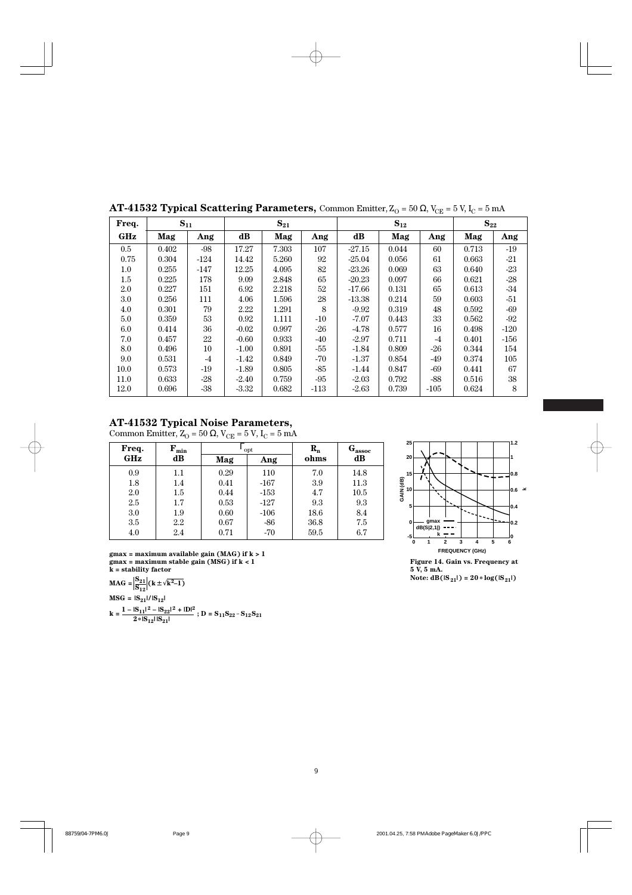## AT-41532 Typical Scattering Parameters, Common Emitter, $Z_O = 50\ \Omega$, $V_{CE} = 5$ V, $I_C = 5$ mA

| Freq. | $S_{11}$ | | $S_{21}$ | | | $S_{12}$ | | | $S_{22}$ | |
|---|---|---|---|---|---|---|---|---|---|---|
| GHz | Mag | Ang | dB | Mag | Ang | dB | Mag | Ang | Mag | Ang |
| 0.5 | 0.402 | -98 | 17.27 | 7.303 | 107 | -27.15 | 0.044 | 60 | 0.713 | -19 |
| 0.75 | 0.304 | -124 | 14.42 | 5.260 | 92 | -25.04 | 0.056 | 61 | 0.663 | -21 |
| 1.0 | 0.255 | -147 | 12.25 | 4.095 | 82 | -23.26 | 0.069 | 63 | 0.640 | -23 |
| 1.5 | 0.225 | 178 | 9.09 | 2.848 | 65 | -20.23 | 0.097 | 66 | 0.621 | -28 |
| 2.0 | 0.227 | 151 | 6.92 | 2.218 | 52 | -17.66 | 0.131 | 65 | 0.613 | -34 |
| 3.0 | 0.256 | 111 | 4.06 | 1.596 | 28 | -13.38 | 0.214 | 59 | 0.603 | -51 |
| 4.0 | 0.301 | 79 | 2.22 | 1.291 | 8 | -9.92 | 0.319 | 48 | 0.592 | -69 |
| 5.0 | 0.359 | 53 | 0.92 | 1.111 | -10 | -7.07 | 0.443 | 33 | 0.562 | -92 |
| 6.0 | 0.414 | 36 | -0.02 | 0.997 | -26 | -4.78 | 0.577 | 16 | 0.498 | -120 |
| 7.0 | 0.457 | 22 | -0.60 | 0.933 | -40 | -2.97 | 0.711 | -4 | 0.401 | -156 |
| 8.0 | 0.496 | 10 | -1.00 | 0.891 | -55 | -1.84 | 0.809 | -26 | 0.344 | 154 |
| 9.0 | 0.531 | -4 | -1.42 | 0.849 | -70 | -1.37 | 0.854 | -49 | 0.374 | 105 |
| 10.0 | 0.573 | -19 | -1.89 | 0.805 | -85 | -1.44 | 0.847 | -69 | 0.441 | 67 |
| 11.0 | 0.633 | -28 | -2.40 | 0.759 | -95 | -2.03 | 0.792 | -88 | 0.516 | 38 |
| 12.0 | 0.696 | -38 | -3.32 | 0.682 | -113 | -2.63 | 0.739 | -105 | 0.624 | 8 |

## AT-41532 Typical Noise Parameters,

Common Emitter, $Z_O = 50\ \Omega$, $V_{CE} = 5$ V, $I_C = 5$ mA

| Freq. GHz | $F_{min}$ dB | $\Gamma_{opt}$ | | $R_n$ ohms | $G_{assoc}$ dB |
|---|---|---|---|---|---|
| | | Mag | Ang | | |
| 0.9 | 1.1 | 0.29 | 110 | 7.0 | 14.8 |
| 1.8 | 1.4 | 0.41 | -167 | 3.9 | 11.3 |
| 2.0 | 1.5 | 0.44 | -153 | 4.7 | 10.5 |
| 2.5 | 1.7 | 0.53 | -127 | 9.3 | 9.3 |
| 3.0 | 1.9 | 0.60 | -106 | 18.6 | 8.4 |
| 3.5 | 2.2 | 0.67 | -86 | 36.8 | 7.5 |
| 4.0 | 2.4 | 0.71 | -70 | 59.5 | 6.7 |

**gmax = maximum available gain (MAG) if k > 1**
**gmax = maximum stable gain (MSG) if k < 1**
**k = stability factor**

$$\text{MAG} = \left|\frac{S_{21}}{S_{12}}\right|\left(k \pm \sqrt{k^2-1}\right)$$

$$\text{MSG} = |S_{21}|/|S_{12}|$$

$$k = \frac{1 - |S_{11}|^2 - |S_{22}|^2 + |D|^2}{2 * |S_{12}||S_{21}|}\ ;\ D = S_{11}S_{22} - S_{12}S_{21}$$

**Figure 14. Gain vs. Frequency at 5 V, 5 mA.**
**Note: $dB(|S_{21}|) = 20 * \log(|S_{21}|)$**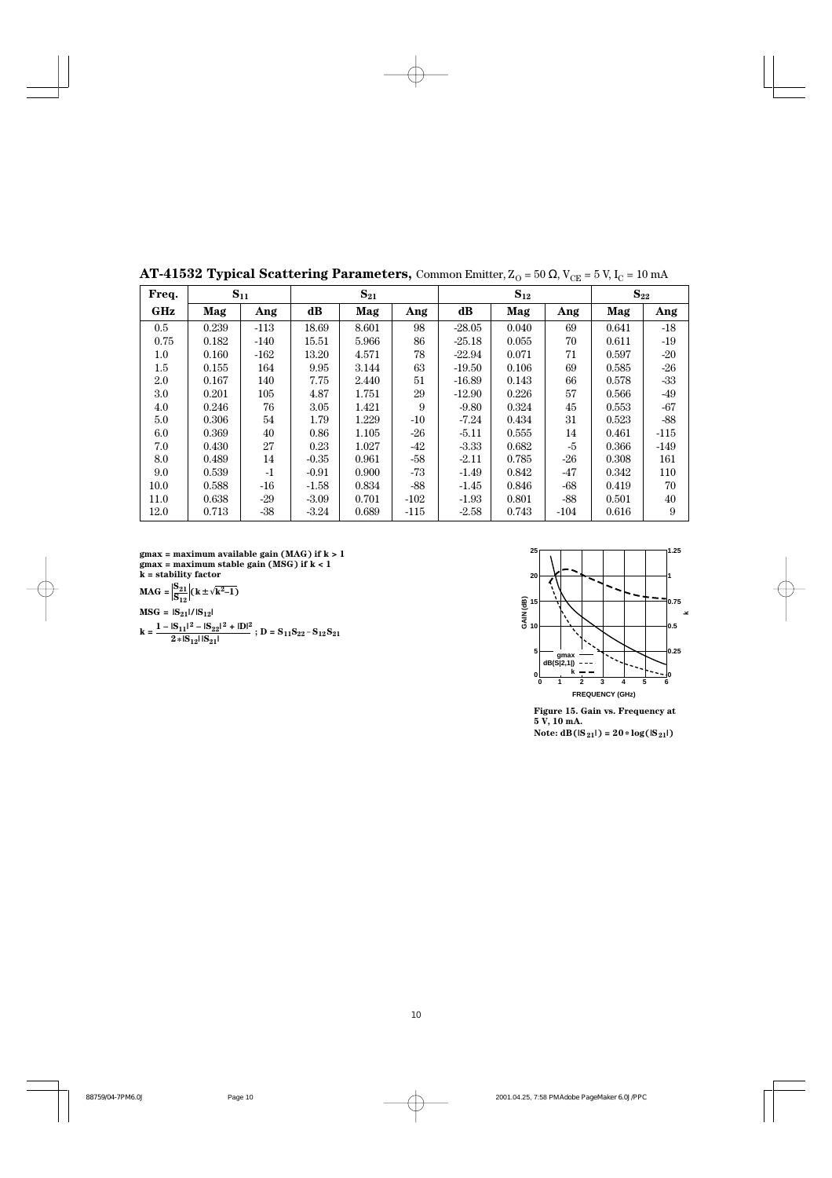## AT-41532 Typical Scattering Parameters, Common Emitter, $Z_O = 50\ \Omega$, $V_{CE} = 5$ V, $I_C = 10$ mA

| Freq. | $S_{11}$ | | $S_{21}$ | | | $S_{12}$ | | | $S_{22}$ | |
|---|---|---|---|---|---|---|---|---|---|---|
| GHz | Mag | Ang | dB | Mag | Ang | dB | Mag | Ang | Mag | Ang |
| 0.5 | 0.239 | -113 | 18.69 | 8.601 | 98 | -28.05 | 0.040 | 69 | 0.641 | -18 |
| 0.75 | 0.182 | -140 | 15.51 | 5.966 | 86 | -25.18 | 0.055 | 70 | 0.611 | -19 |
| 1.0 | 0.160 | -162 | 13.20 | 4.571 | 78 | -22.94 | 0.071 | 71 | 0.597 | -20 |
| 1.5 | 0.155 | 164 | 9.95 | 3.144 | 63 | -19.50 | 0.106 | 69 | 0.585 | -26 |
| 2.0 | 0.167 | 140 | 7.75 | 2.440 | 51 | -16.89 | 0.143 | 66 | 0.578 | -33 |
| 3.0 | 0.201 | 105 | 4.87 | 1.751 | 29 | -12.90 | 0.226 | 57 | 0.566 | -49 |
| 4.0 | 0.246 | 76 | 3.05 | 1.421 | 9 | -9.80 | 0.324 | 45 | 0.553 | -67 |
| 5.0 | 0.306 | 54 | 1.79 | 1.229 | -10 | -7.24 | 0.434 | 31 | 0.523 | -88 |
| 6.0 | 0.369 | 40 | 0.86 | 1.105 | -26 | -5.11 | 0.555 | 14 | 0.461 | -115 |
| 7.0 | 0.430 | 27 | 0.23 | 1.027 | -42 | -3.33 | 0.682 | -5 | 0.366 | -149 |
| 8.0 | 0.489 | 14 | -0.35 | 0.961 | -58 | -2.11 | 0.785 | -26 | 0.308 | 161 |
| 9.0 | 0.539 | -1 | -0.91 | 0.900 | -73 | -1.49 | 0.842 | -47 | 0.342 | 110 |
| 10.0 | 0.588 | -16 | -1.58 | 0.834 | -88 | -1.45 | 0.846 | -68 | 0.419 | 70 |
| 11.0 | 0.638 | -29 | -3.09 | 0.701 | -102 | -1.93 | 0.801 | -88 | 0.501 | 40 |
| 12.0 | 0.713 | -38 | -3.24 | 0.689 | -115 | -2.58 | 0.743 | -104 | 0.616 | 9 |

**gmax = maximum available gain (MAG) if k > 1**
**gmax = maximum stable gain (MSG) if k < 1**
**k = stability factor**

$$\text{MAG} = \left|\frac{S_{21}}{S_{12}}\right|\left(k \pm \sqrt{k^2-1}\right)$$

$$\text{MSG} = |S_{21}| / |S_{12}|$$

$$k = \frac{1 - |S_{11}|^2 - |S_{22}|^2 + |D|^2}{2 * |S_{12}||S_{21}|}\ ;\ D = S_{11}S_{22} - S_{12}S_{21}$$

**Figure 15. Gain vs. Frequency at 5 V, 10 mA.**
**Note: $dB(|S_{21}|) = 20 * \log(|S_{21}|)$**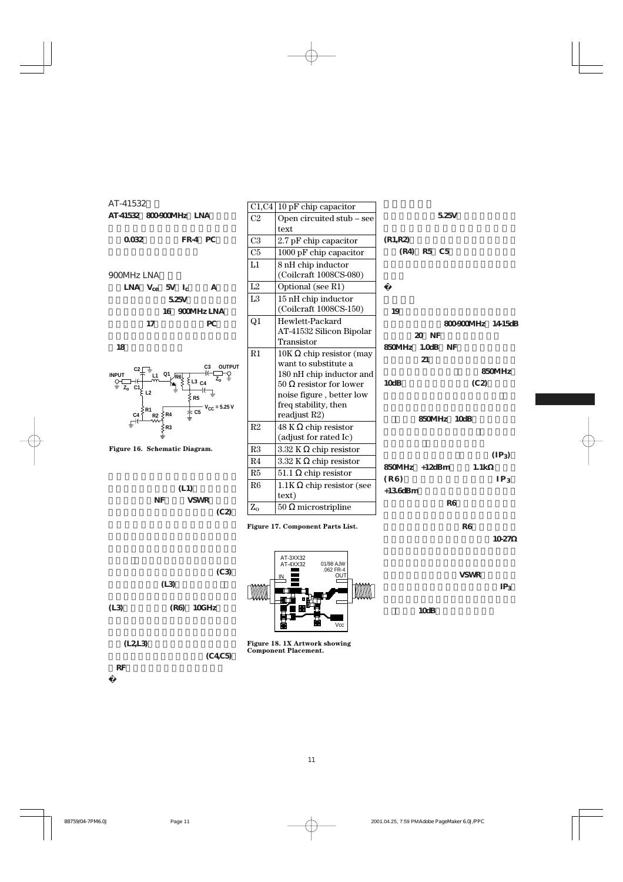AT-41532

**AT-41532 800-900MHz LNA**

**0.032 FR-4 PC**

900MHz LNA

**LNA $V_{CC}$ 5V $I_C$ A**

**5.25V**

**16 900MHz LNA**

**17 PC**

**18**

Figure 16. Schematic Diagram.

**(L1)**

**NF VSWR**

**(C2)**

**(C3)**

**(L3)**

**(L3) (R6) 10GHz**

**(L2,L3)**

**(C4,C5)**

**RF**

| C1,C4 | 10 pF chip capacitor |
|---|---|
| C2 | Open circuited stub – see text |
| C3 | 2.7 pF chip capacitor |
| C5 | 1000 pF chip capacitor |
| L1 | 8 nH chip inductor (Coilcraft 1008CS-080) |
| L2 | Optional (see R1) |
| L3 | 15 nH chip inductor (Coilcraft 1008CS-150) |
| Q1 | Hewlett-Packard AT-41532 Silicon Bipolar Transistor |
| R1 | 10K Ω chip resistor (may want to substitute a 180 nH chip inductor and 50 Ω resistor for lower noise figure , better low freq stability, then readjust R2) |
| R2 | 48 K Ω chip resistor (adjust for rated Ic) |
| R3 | 3.32 K Ω chip resistor |
| R4 | 3.32 K Ω chip resistor |
| R5 | 51.1 Ω chip resistor |
| R6 | 1.1K Ω chip resistor (see text) |
| $Z_o$ | 50 Ω microstripline |

Figure 17. Component Parts List.

Figure 18. 1X Artwork showing Component Placement.

**5.25V**

**(R1,R2)**

**(R4) R5 C5**

**19**

**800-900MHz 14-15dB**

**20 NF**

**850MHz 1.0dB NF**

**21**

**850MHz**

**10dB (C2)**

**850MHz 10dB**

**($IP_3$)**

**850MHz +12dBm 1.1kΩ**

**(R6) $IP_3$**

**+13.6dBm**

**R6**

**R6**

**10-27Ω**

**VSWR**

**$IP_3$**

**10dB**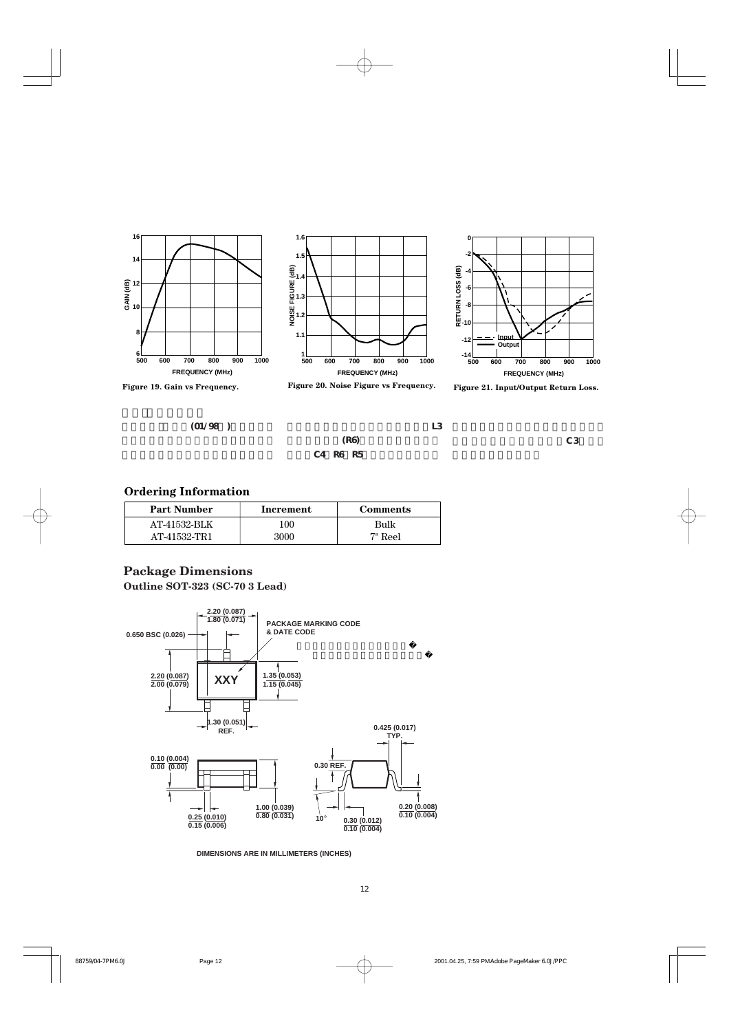Figure 19. Gain vs Frequency.

Figure 20. Noise Figure vs Frequency.

Figure 21. Input/Output Return Loss.

## Ordering Information

| Part Number | Increment | Comments |
|---|---|---|
| AT-41532-BLK | 100 | Bulk |
| AT-41532-TR1 | 3000 | 7" Reel |

## Package Dimensions

**Outline SOT-323 (SC-70 3 Lead)**

DIMENSIONS ARE IN MILLIMETERS (INCHES)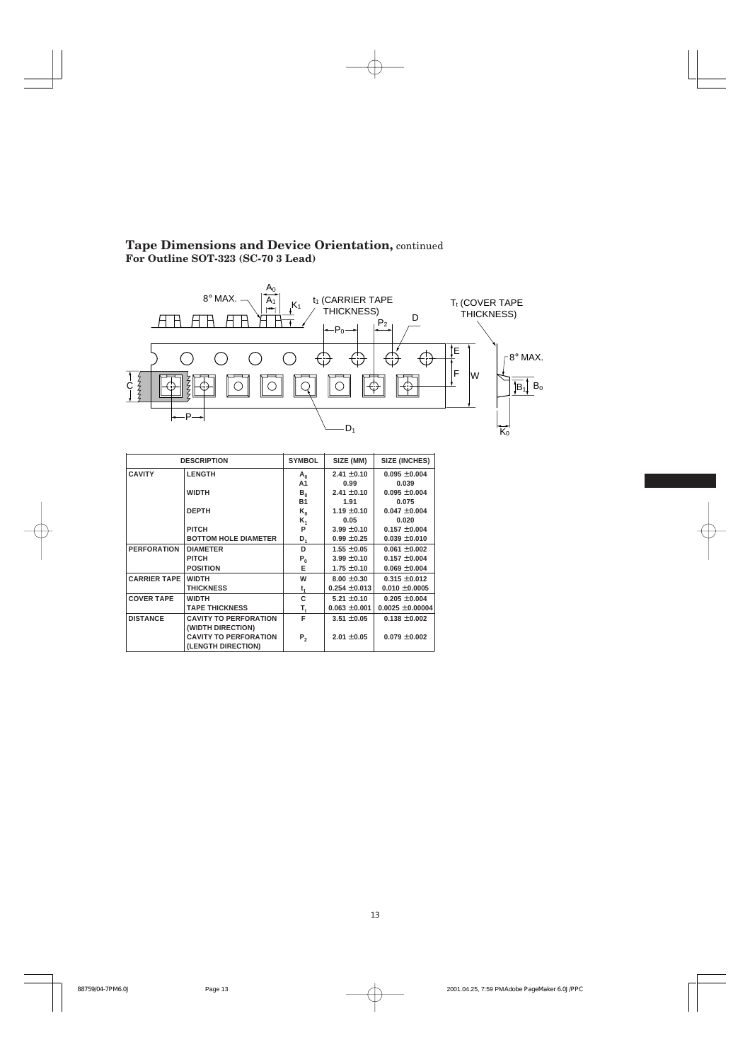## Tape Dimensions and Device Orientation, continued

### For Outline SOT-323 (SC-70 3 Lead)

| DESCRIPTION | | SYMBOL | SIZE (MM) | SIZE (INCHES) |
|---|---|---|---|---|
| CAVITY | LENGTH | $A_0$ | 2.41 ± 0.10 | 0.095 ± 0.004 |
| | | A1 | 0.99 | 0.039 |
| | WIDTH | $B_0$ | 2.41 ± 0.10 | 0.095 ± 0.004 |
| | | B1 | 1.91 | 0.075 |
| | DEPTH | $K_0$ | 1.19 ± 0.10 | 0.047 ± 0.004 |
| | | $K_1$ | 0.05 | 0.020 |
| | PITCH | P | 3.99 ± 0.10 | 0.157 ± 0.004 |
| | BOTTOM HOLE DIAMETER | $D_1$ | 0.99 ± 0.25 | 0.039 ± 0.010 |
| PERFORATION | DIAMETER | D | 1.55 ± 0.05 | 0.061 ± 0.002 |
| | PITCH | $P_0$ | 3.99 ± 0.10 | 0.157 ± 0.004 |
| | POSITION | E | 1.75 ± 0.10 | 0.069 ± 0.004 |
| CARRIER TAPE | WIDTH | W | 8.00 ± 0.30 | 0.315 ± 0.012 |
| | THICKNESS | $t_1$ | 0.254 ± 0.013 | 0.010 ± 0.0005 |
| COVER TAPE | WIDTH | C | 5.21 ± 0.10 | 0.205 ± 0.004 |
| | TAPE THICKNESS | $T_t$ | 0.063 ± 0.001 | 0.0025 ± 0.00004 |
| DISTANCE | CAVITY TO PERFORATION (WIDTH DIRECTION) | F | 3.51 ± 0.05 | 0.138 ± 0.002 |
| | CAVITY TO PERFORATION (LENGTH DIRECTION) | $P_2$ | 2.01 ± 0.05 | 0.079 ± 0.002 |